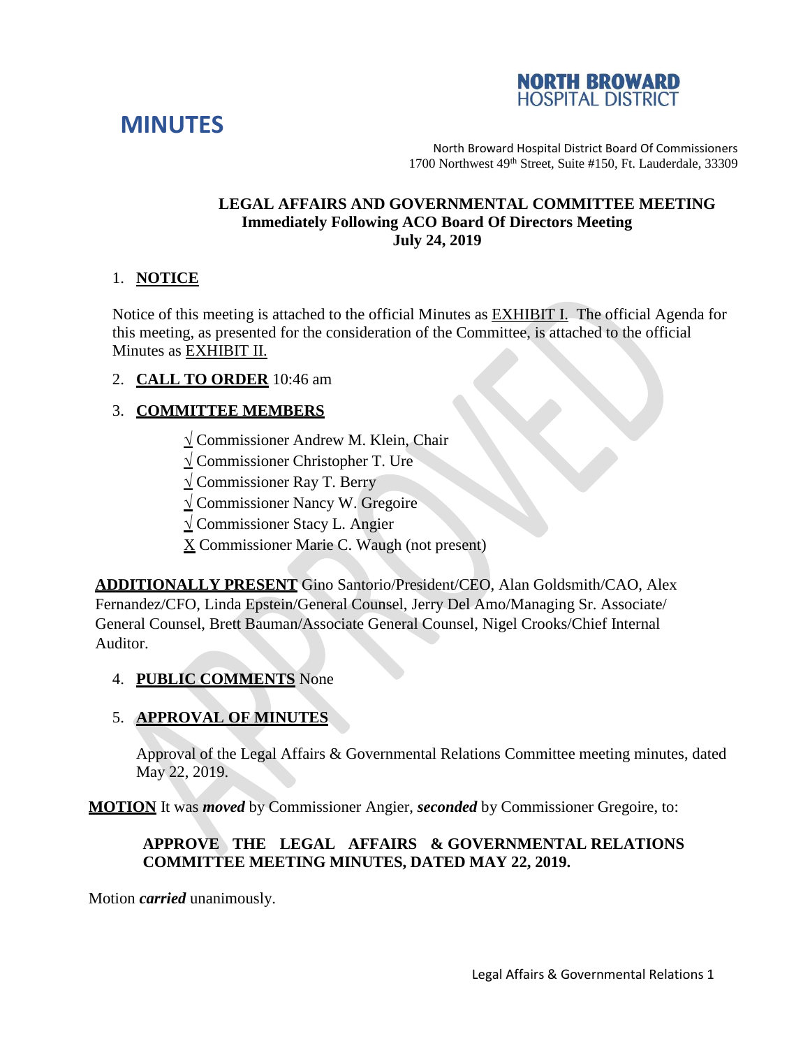# MINUTES

NORTH BROWARD HOSPITAL DISTRICT

North Broward Hospital District Board Of Commissioners
1700 Northwest 49th Street, Suite #150, Ft. Lauderdale, 33309

**LEGAL AFFAIRS AND GOVERNMENTAL COMMITTEE MEETING**
**Immediately Following ACO Board Of Directors Meeting**
**July 24, 2019**

1. **NOTICE**

Notice of this meeting is attached to the official Minutes as EXHIBIT I. The official Agenda for this meeting, as presented for the consideration of the Committee, is attached to the official Minutes as EXHIBIT II.

2. **CALL TO ORDER** 10:46 am

3. **COMMITTEE MEMBERS**

√ Commissioner Andrew M. Klein, Chair
√ Commissioner Christopher T. Ure
√ Commissioner Ray T. Berry
√ Commissioner Nancy W. Gregoire
√ Commissioner Stacy L. Angier
X Commissioner Marie C. Waugh (not present)

**ADDITIONALLY PRESENT** Gino Santorio/President/CEO, Alan Goldsmith/CAO, Alex Fernandez/CFO, Linda Epstein/General Counsel, Jerry Del Amo/Managing Sr. Associate/ General Counsel, Brett Bauman/Associate General Counsel, Nigel Crooks/Chief Internal Auditor.

4. **PUBLIC COMMENTS** None

5. **APPROVAL OF MINUTES**

Approval of the Legal Affairs & Governmental Relations Committee meeting minutes, dated May 22, 2019.

**MOTION** It was ***moved*** by Commissioner Angier, ***seconded*** by Commissioner Gregoire, to:

**APPROVE THE LEGAL AFFAIRS & GOVERNMENTAL RELATIONS COMMITTEE MEETING MINUTES, DATED MAY 22, 2019.**

Motion ***carried*** unanimously.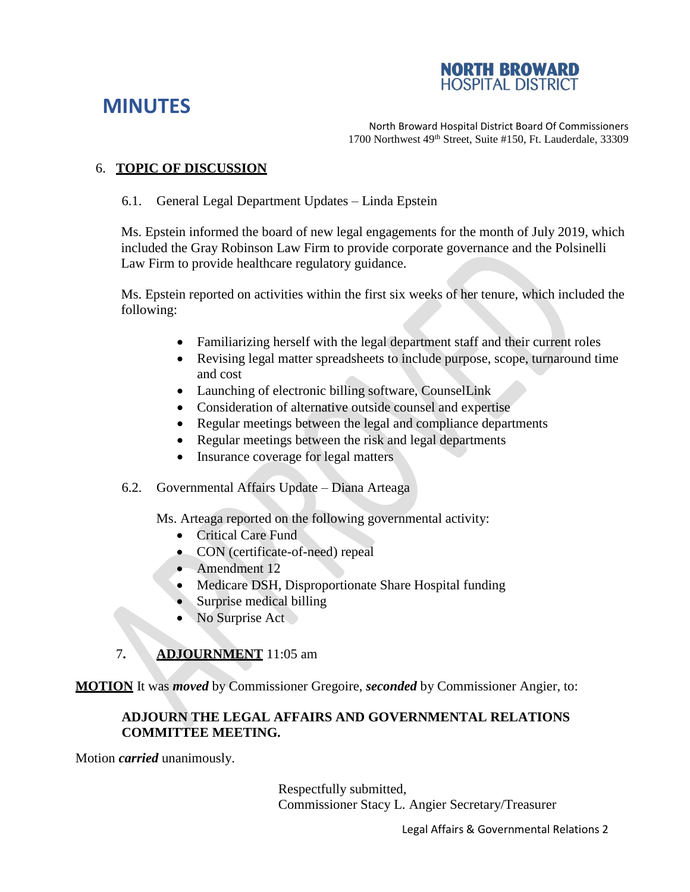# MINUTES

North Broward Hospital District Board Of Commissioners
1700 Northwest 49th Street, Suite #150, Ft. Lauderdale, 33309

6. **TOPIC OF DISCUSSION**

6.1. General Legal Department Updates – Linda Epstein

Ms. Epstein informed the board of new legal engagements for the month of July 2019, which included the Gray Robinson Law Firm to provide corporate governance and the Polsinelli Law Firm to provide healthcare regulatory guidance.

Ms. Epstein reported on activities within the first six weeks of her tenure, which included the following:

- Familiarizing herself with the legal department staff and their current roles
- Revising legal matter spreadsheets to include purpose, scope, turnaround time and cost
- Launching of electronic billing software, CounselLink
- Consideration of alternative outside counsel and expertise
- Regular meetings between the legal and compliance departments
- Regular meetings between the risk and legal departments
- Insurance coverage for legal matters

6.2. Governmental Affairs Update – Diana Arteaga

Ms. Arteaga reported on the following governmental activity:

- Critical Care Fund
- CON (certificate-of-need) repeal
- Amendment 12
- Medicare DSH, Disproportionate Share Hospital funding
- Surprise medical billing
- No Surprise Act

7. **ADJOURNMENT** 11:05 am

**MOTION** It was ***moved*** by Commissioner Gregoire, ***seconded*** by Commissioner Angier, to:

**ADJOURN THE LEGAL AFFAIRS AND GOVERNMENTAL RELATIONS COMMITTEE MEETING.**

Motion ***carried*** unanimously.

Respectfully submitted,
Commissioner Stacy L. Angier Secretary/Treasurer